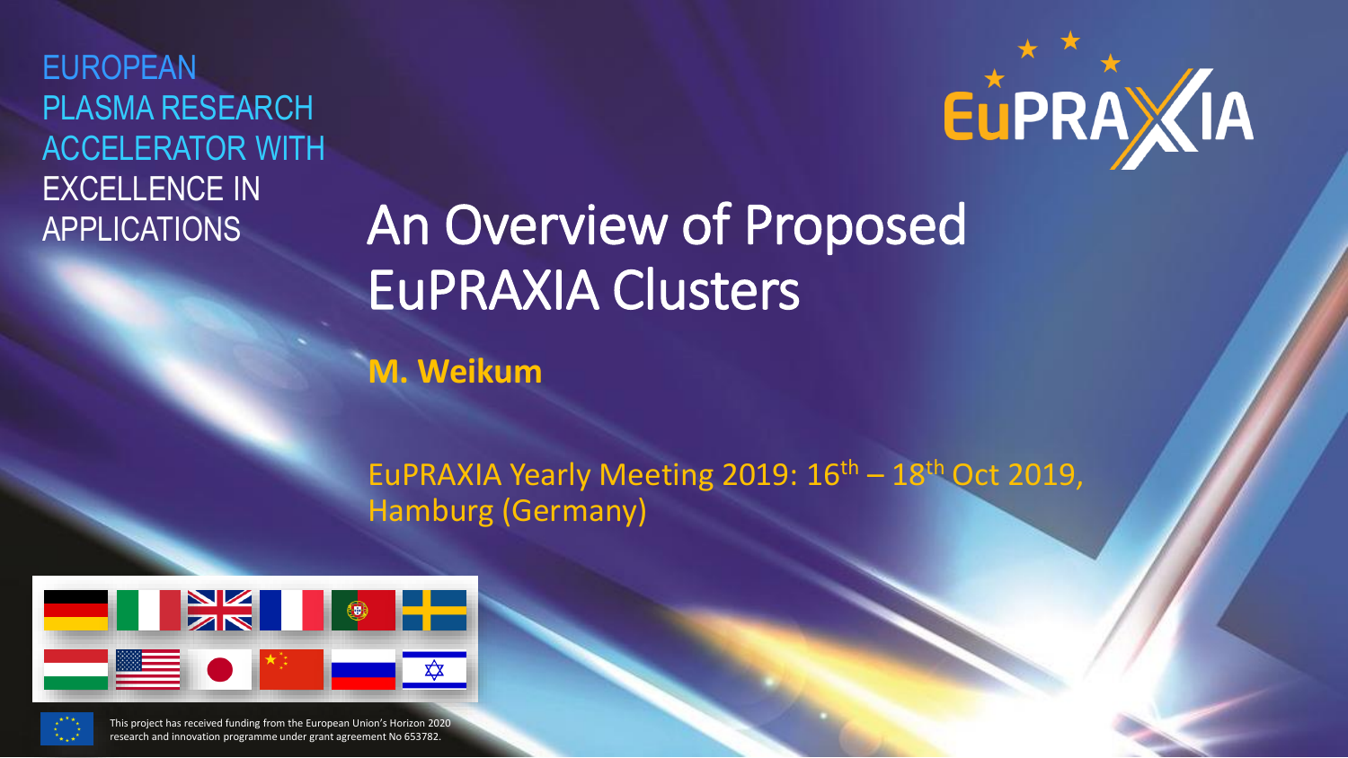EUROPEAN PLASMA RESEARCH ACCELERATOR WITH EXCELLENCE IN APPLICATIONS

EuPRAXIA

# An Overview of Proposed EuPRAXIA Clusters

**M. Weikum**

EuPRAXIA Yearly Meeting 2019: 16th – 18th Oct 2019, Hamburg (Germany)

This project has received funding from the European Union's Horizon 2020 research and innovation programme under grant agreement No 653782.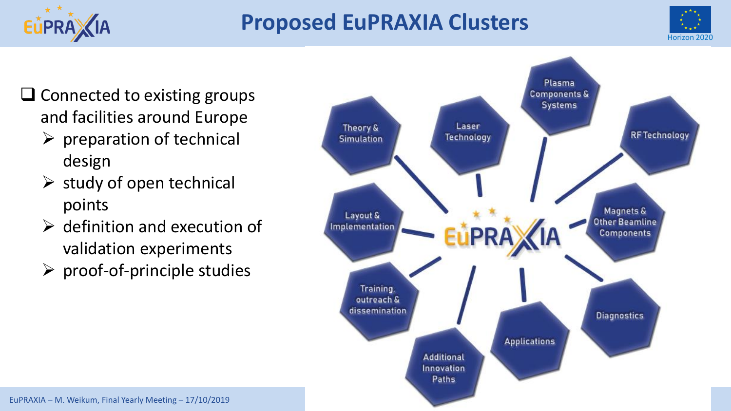# Proposed EuPRAXIA Clusters

- Connected to existing groups and facilities around Europe
  - preparation of technical design
  - study of open technical points
  - definition and execution of validation experiments
  - proof-of-principle studies

EuPRAXIA

- Theory & Simulation
- Laser Technology
- Plasma Components & Systems
- RF Technology
- Magnets & Other Beamline Components
- Diagnostics
- Applications
- Additional Innovation Paths
- Training, outreach & dissemination
- Layout & Implementation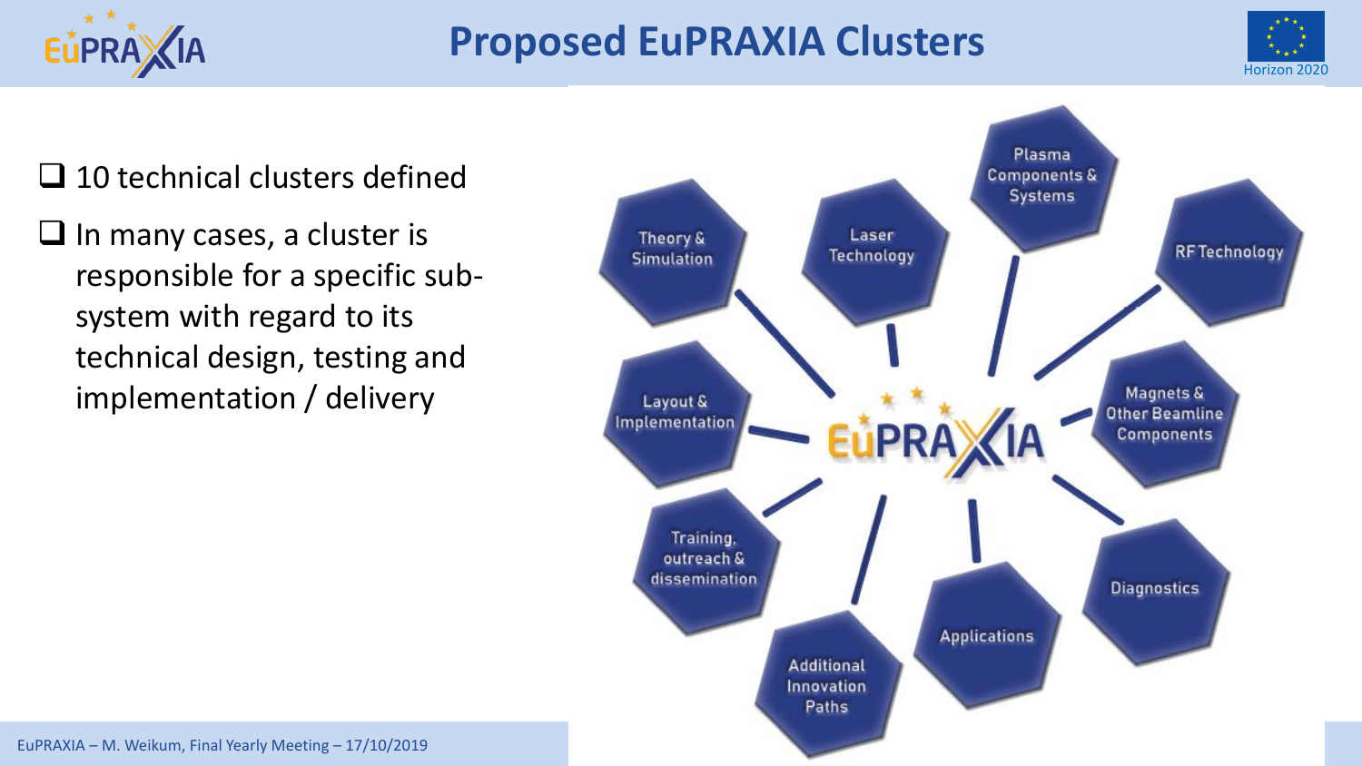# Proposed EuPRAXIA Clusters

- 10 technical clusters defined
- In many cases, a cluster is responsible for a specific sub-system with regard to its technical design, testing and implementation / delivery

EuPRAXIA

- Theory & Simulation
- Laser Technology
- Plasma Components & Systems
- RF Technology
- Layout & Implementation
- Magnets & Other Beamline Components
- Training, outreach & dissemination
- Diagnostics
- Additional Innovation Paths
- Applications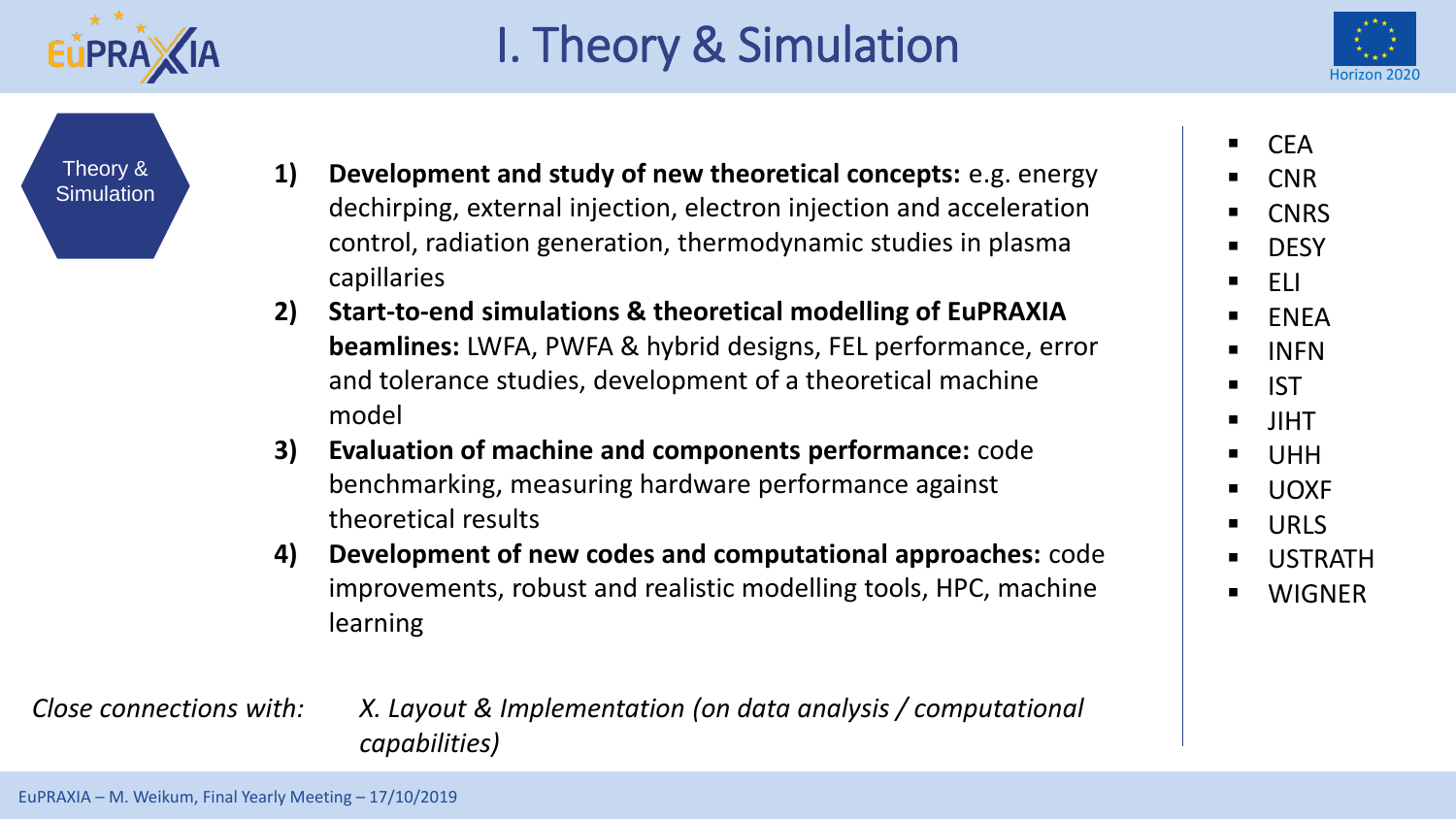# I. Theory & Simulation

Theory & Simulation

1) **Development and study of new theoretical concepts:** e.g. energy dechirping, external injection, electron injection and acceleration control, radiation generation, thermodynamic studies in plasma capillaries
2) **Start-to-end simulations & theoretical modelling of EuPRAXIA beamlines:** LWFA, PWFA & hybrid designs, FEL performance, error and tolerance studies, development of a theoretical machine model
3) **Evaluation of machine and components performance:** code benchmarking, measuring hardware performance against theoretical results
4) **Development of new codes and computational approaches:** code improvements, robust and realistic modelling tools, HPC, machine learning

*Close connections with:* *X. Layout & Implementation (on data analysis / computational capabilities)*

- CEA
- CNR
- CNRS
- DESY
- ELI
- ENEA
- INFN
- IST
- JIHT
- UHH
- UOXF
- URLS
- USTRATH
- WIGNER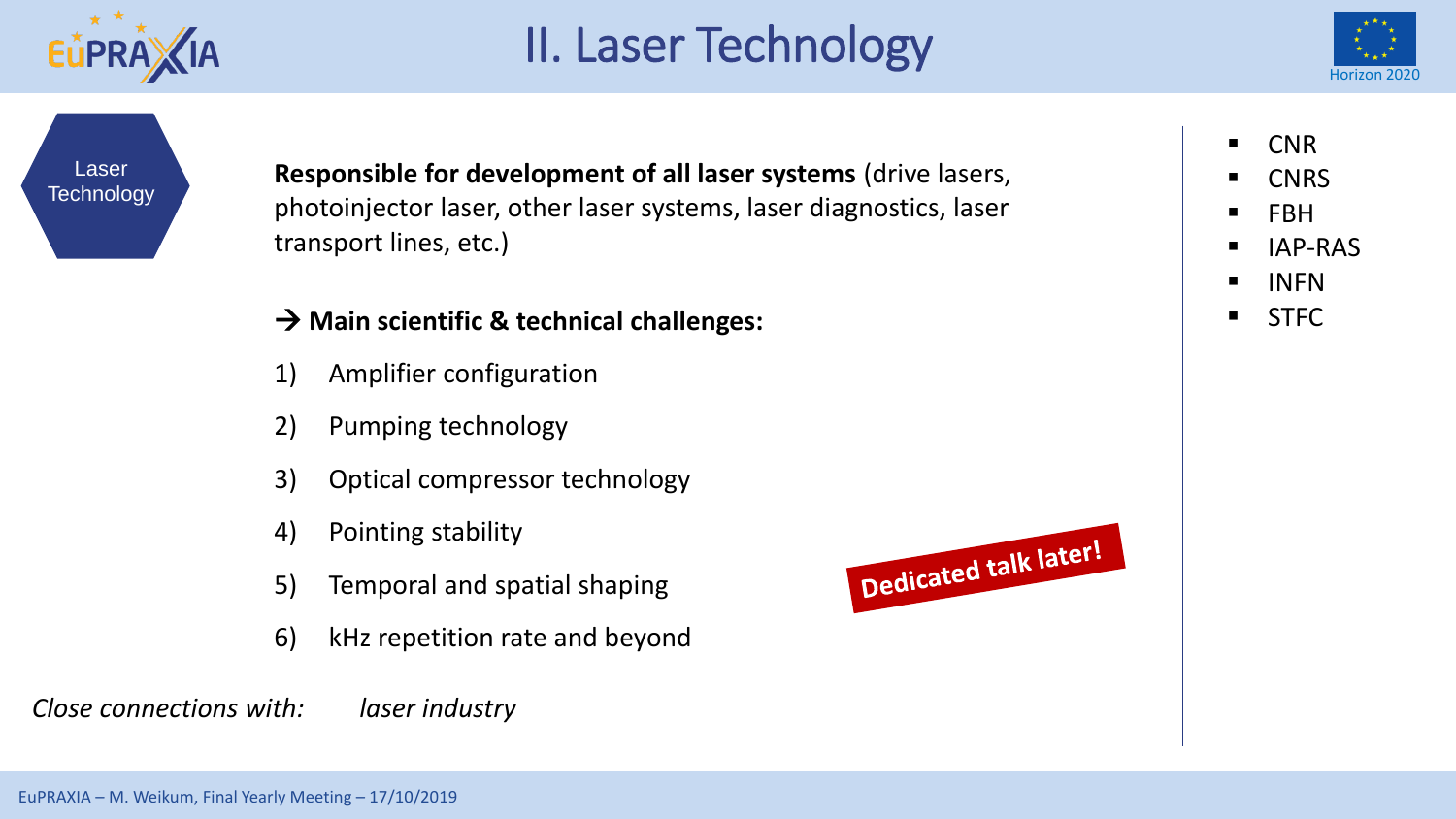# II. Laser Technology

Laser Technology

**Responsible for development of all laser systems** (drive lasers, photoinjector laser, other laser systems, laser diagnostics, laser transport lines, etc.)

→ **Main scientific & technical challenges:**

1) Amplifier configuration
2) Pumping technology
3) Optical compressor technology
4) Pointing stability
5) Temporal and spatial shaping
6) kHz repetition rate and beyond

**Dedicated talk later!**

*Close connections with:* *laser industry*

- CNR
- CNRS
- FBH
- IAP-RAS
- INFN
- STFC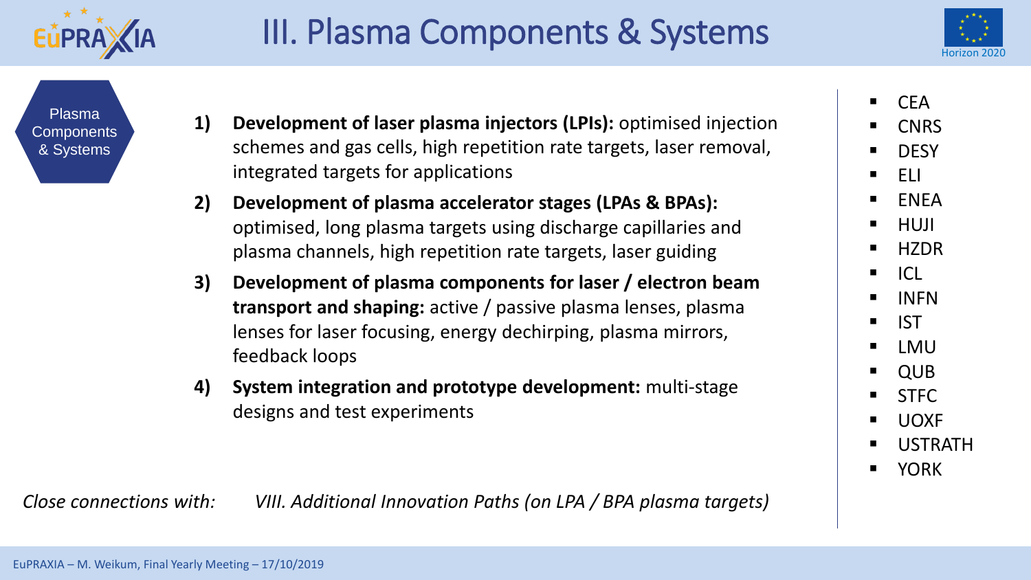# III. Plasma Components & Systems

Plasma Components & Systems

1. **Development of laser plasma injectors (LPIs):** optimised injection schemes and gas cells, high repetition rate targets, laser removal, integrated targets for applications
2. **Development of plasma accelerator stages (LPAs & BPAs):** optimised, long plasma targets using discharge capillaries and plasma channels, high repetition rate targets, laser guiding
3. **Development of plasma components for laser / electron beam transport and shaping:** active / passive plasma lenses, plasma lenses for laser focusing, energy dechirping, plasma mirrors, feedback loops
4. **System integration and prototype development:** multi-stage designs and test experiments

- CEA
- CNRS
- DESY
- ELI
- ENEA
- HUJI
- HZDR
- ICL
- INFN
- IST
- LMU
- QUB
- STFC
- UOXF
- USTRATH
- YORK

*Close connections with:* *VIII. Additional Innovation Paths (on LPA / BPA plasma targets)*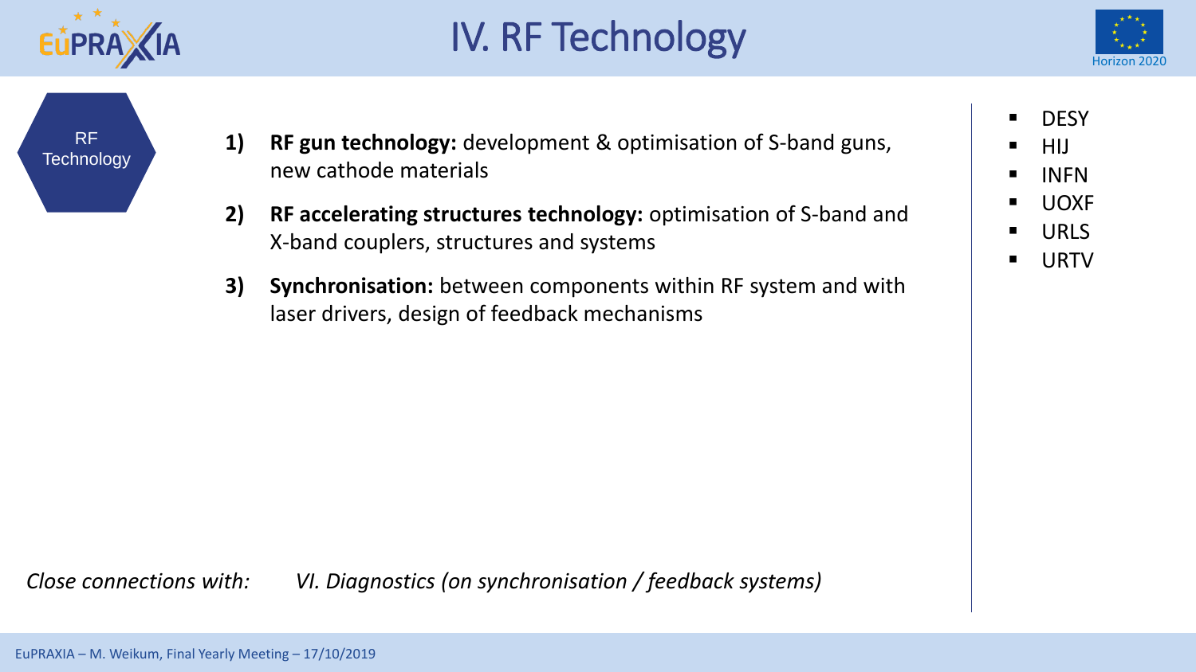# IV. RF Technology

RF Technology

1) **RF gun technology:** development & optimisation of S-band guns, new cathode materials
2) **RF accelerating structures technology:** optimisation of S-band and X-band couplers, structures and systems
3) **Synchronisation:** between components within RF system and with laser drivers, design of feedback mechanisms

- DESY
- HIJ
- INFN
- UOXF
- URLS
- URTV

*Close connections with:* *VI. Diagnostics (on synchronisation / feedback systems)*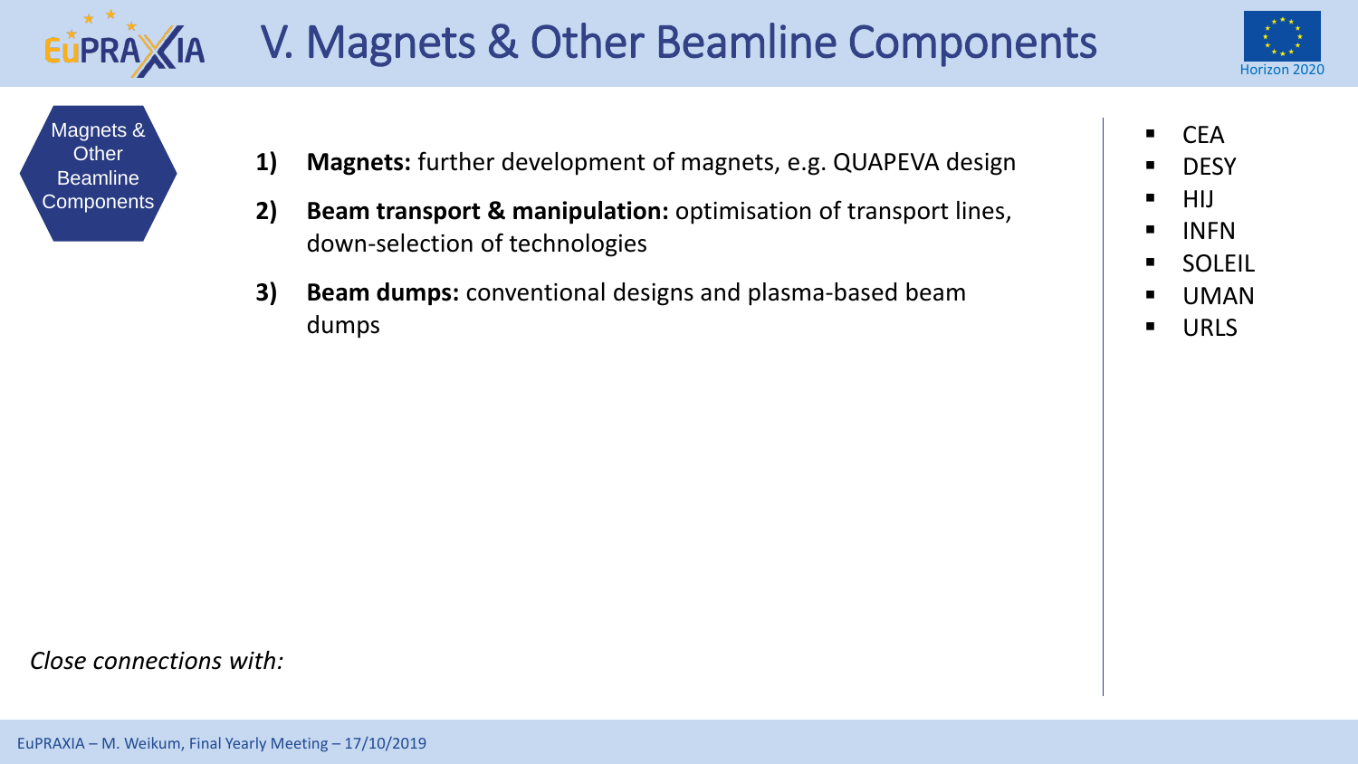# V. Magnets & Other Beamline Components

Magnets & Other Beamline Components

1) **Magnets:** further development of magnets, e.g. QUAPEVA design
2) **Beam transport & manipulation:** optimisation of transport lines, down-selection of technologies
3) **Beam dumps:** conventional designs and plasma-based beam dumps

- CEA
- DESY
- HIJ
- INFN
- SOLEIL
- UMAN
- URLS

*Close connections with:*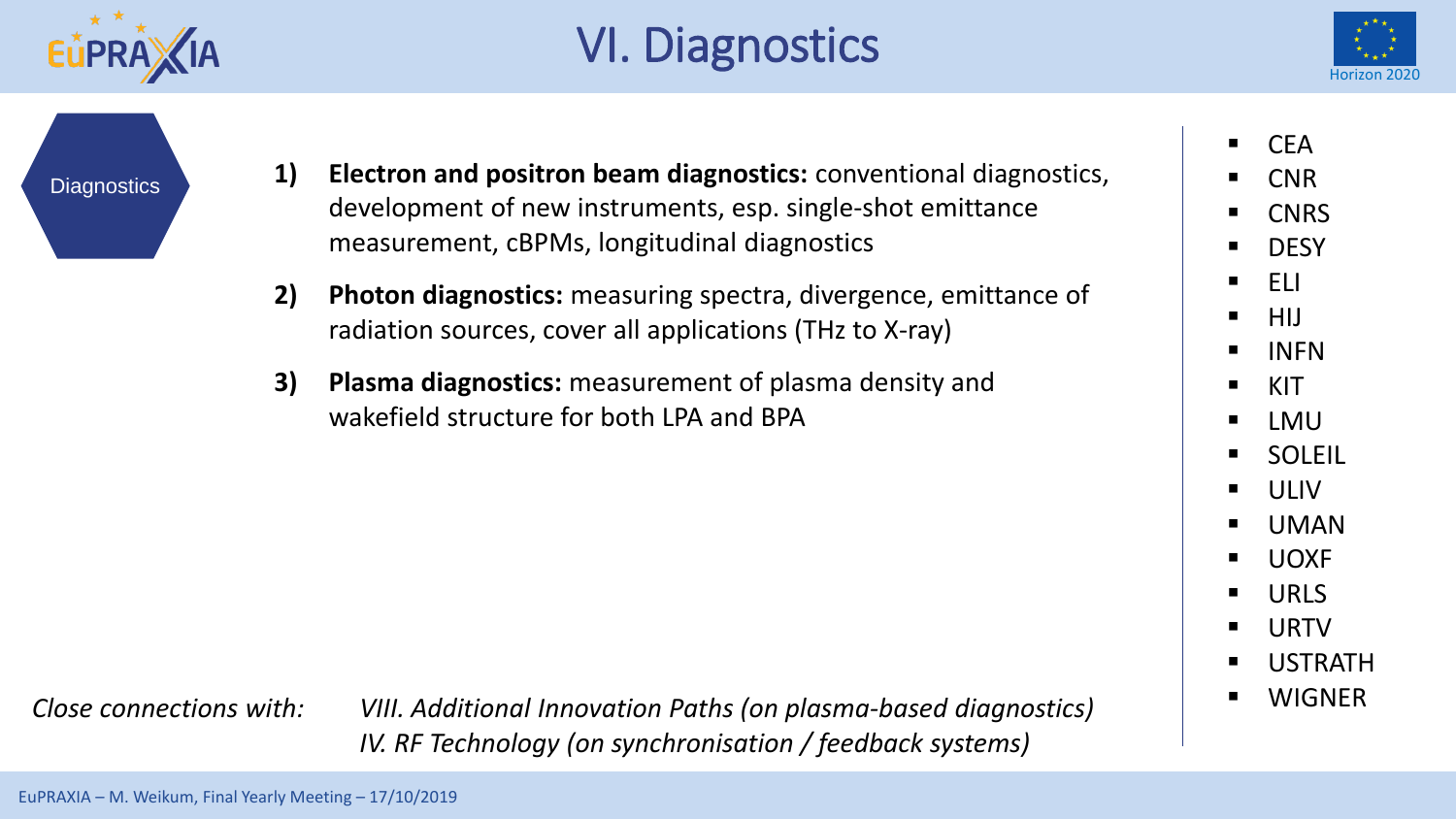# VI. Diagnostics

Diagnostics

1) **Electron and positron beam diagnostics:** conventional diagnostics, development of new instruments, esp. single-shot emittance measurement, cBPMs, longitudinal diagnostics
2) **Photon diagnostics:** measuring spectra, divergence, emittance of radiation sources, cover all applications (THz to X-ray)
3) **Plasma diagnostics:** measurement of plasma density and wakefield structure for both LPA and BPA

- CEA
- CNR
- CNRS
- DESY
- ELI
- HIJ
- INFN
- KIT
- LMU
- SOLEIL
- ULIV
- UMAN
- UOXF
- URLS
- URTV
- USTRATH
- WIGNER

*Close connections with:* *VIII. Additional Innovation Paths (on plasma-based diagnostics)*
*IV. RF Technology (on synchronisation / feedback systems)*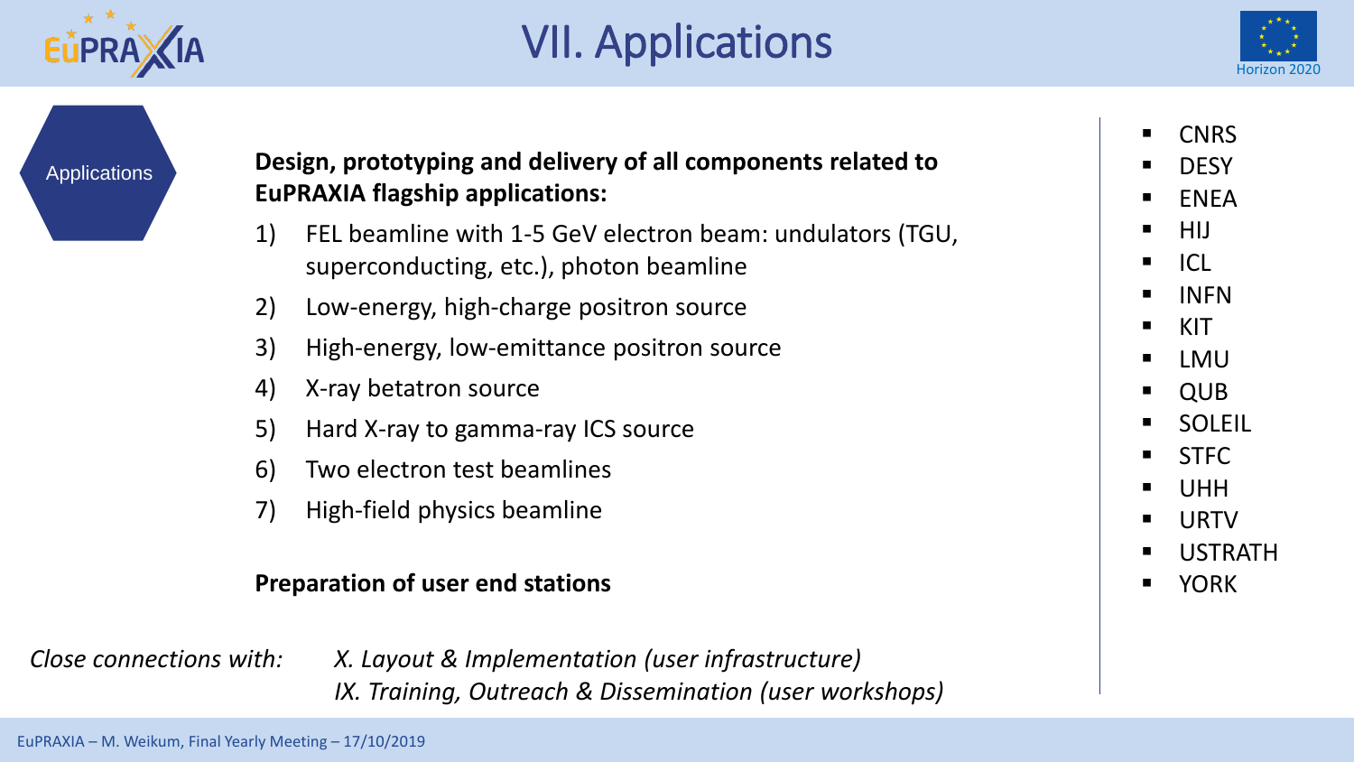# VII. Applications

Applications

**Design, prototyping and delivery of all components related to EuPRAXIA flagship applications:**

1) FEL beamline with 1-5 GeV electron beam: undulators (TGU, superconducting, etc.), photon beamline
2) Low-energy, high-charge positron source
3) High-energy, low-emittance positron source
4) X-ray betatron source
5) Hard X-ray to gamma-ray ICS source
6) Two electron test beamlines
7) High-field physics beamline

**Preparation of user end stations**

- CNRS
- DESY
- ENEA
- HIJ
- ICL
- INFN
- KIT
- LMU
- QUB
- SOLEIL
- STFC
- UHH
- URTV
- USTRATH
- YORK

*Close connections with:* *X. Layout & Implementation (user infrastructure)*
*IX. Training, Outreach & Dissemination (user workshops)*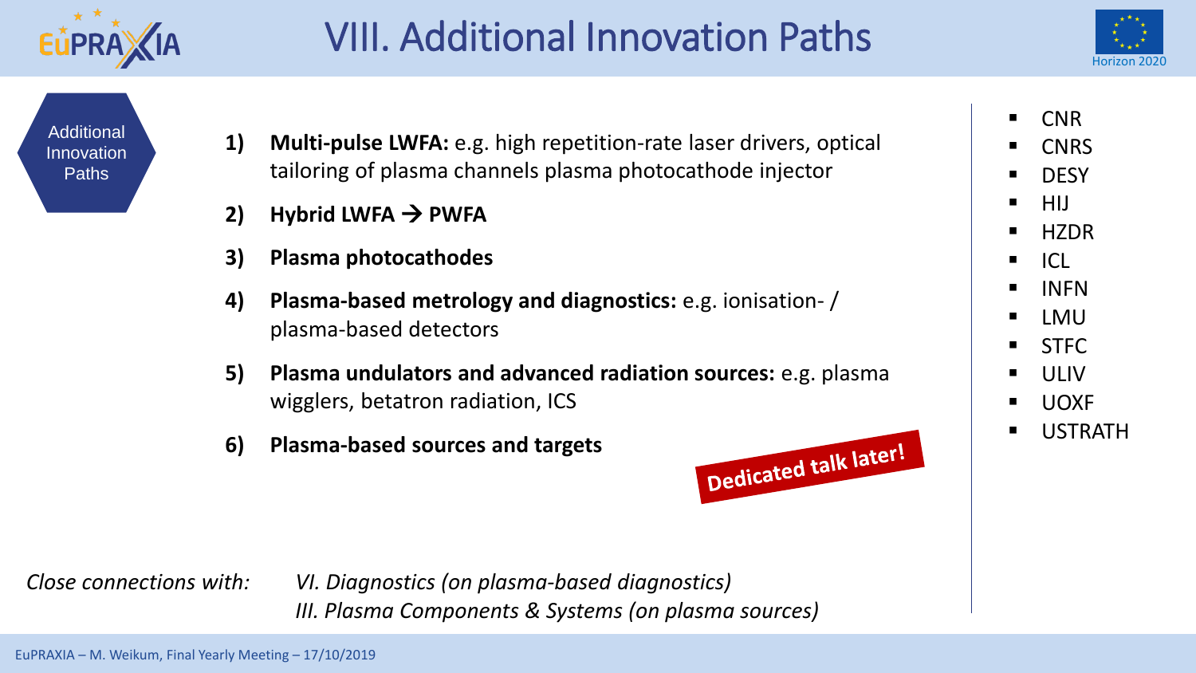# VIII. Additional Innovation Paths

Additional Innovation Paths

1) **Multi-pulse LWFA:** e.g. high repetition-rate laser drivers, optical tailoring of plasma channels plasma photocathode injector
2) **Hybrid LWFA → PWFA**
3) **Plasma photocathodes**
4) **Plasma-based metrology and diagnostics:** e.g. ionisation- / plasma-based detectors
5) **Plasma undulators and advanced radiation sources:** e.g. plasma wigglers, betatron radiation, ICS
6) **Plasma-based sources and targets**

Dedicated talk later!

- CNR
- CNRS
- DESY
- HIJ
- HZDR
- ICL
- INFN
- LMU
- STFC
- ULIV
- UOXF
- USTRATH

*Close connections with:* *VI. Diagnostics (on plasma-based diagnostics)*
*III. Plasma Components & Systems (on plasma sources)*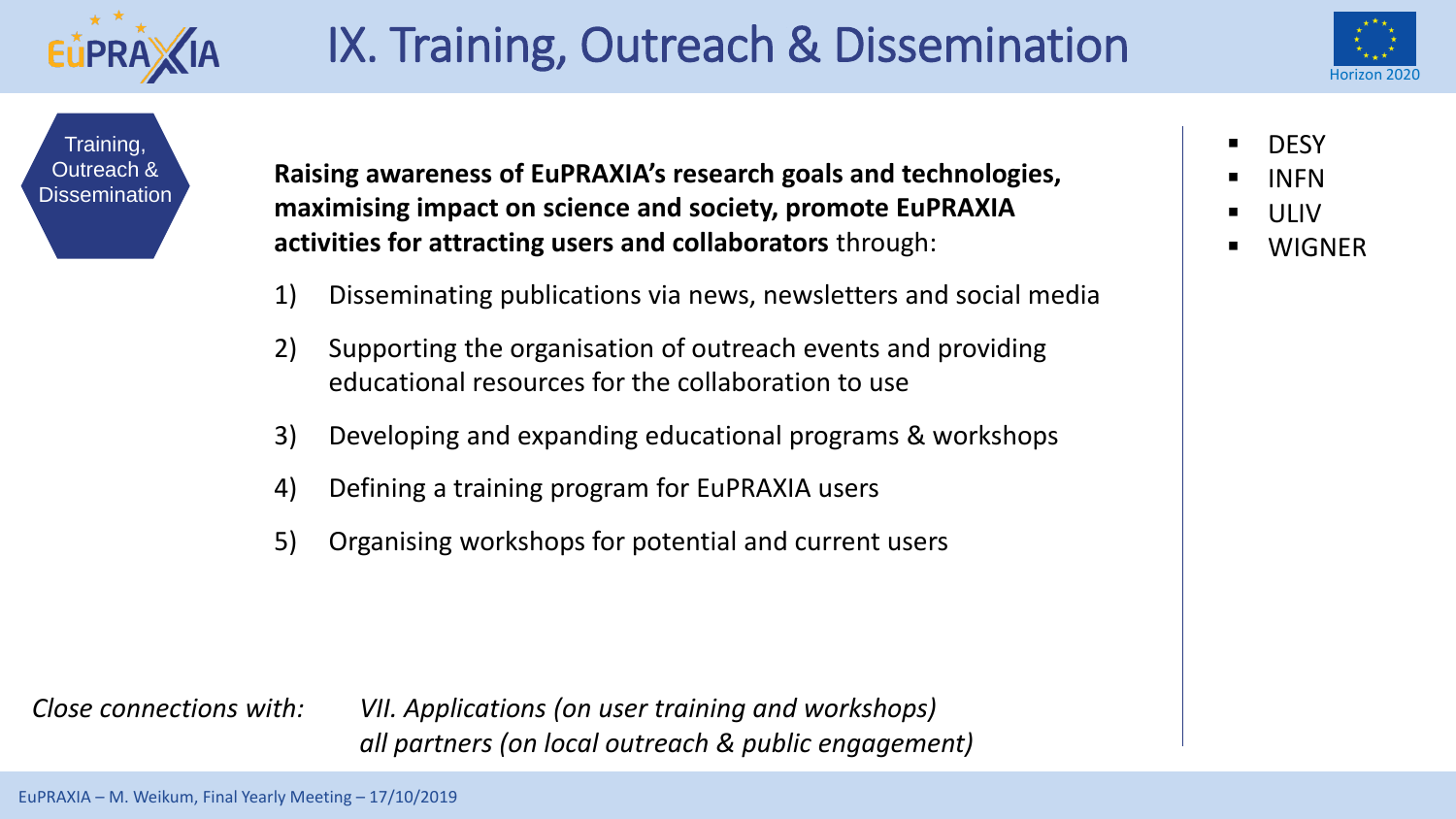# IX. Training, Outreach & Dissemination

Training, Outreach & Dissemination

**Raising awareness of EuPRAXIA's research goals and technologies, maximising impact on science and society, promote EuPRAXIA activities for attracting users and collaborators** through:

1) Disseminating publications via news, newsletters and social media
2) Supporting the organisation of outreach events and providing educational resources for the collaboration to use
3) Developing and expanding educational programs & workshops
4) Defining a training program for EuPRAXIA users
5) Organising workshops for potential and current users

- DESY
- INFN
- ULIV
- WIGNER

*Close connections with:* *VII. Applications (on user training and workshops)*
*all partners (on local outreach & public engagement)*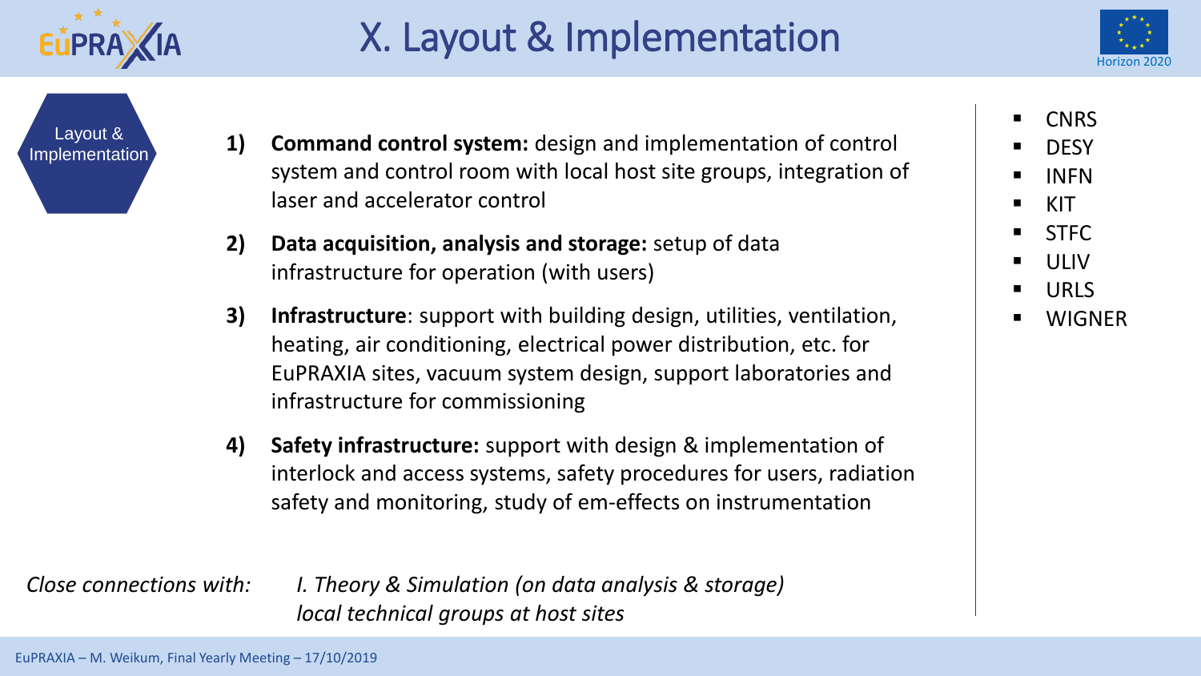# X. Layout & Implementation

Layout & Implementation

1) **Command control system:** design and implementation of control system and control room with local host site groups, integration of laser and accelerator control

2) **Data acquisition, analysis and storage:** setup of data infrastructure for operation (with users)

3) **Infrastructure**: support with building design, utilities, ventilation, heating, air conditioning, electrical power distribution, etc. for EuPRAXIA sites, vacuum system design, support laboratories and infrastructure for commissioning

4) **Safety infrastructure:** support with design & implementation of interlock and access systems, safety procedures for users, radiation safety and monitoring, study of em-effects on instrumentation

*Close connections with:* *I. Theory & Simulation (on data analysis & storage)*
*local technical groups at host sites*

- CNRS
- DESY
- INFN
- KIT
- STFC
- ULIV
- URLS
- WIGNER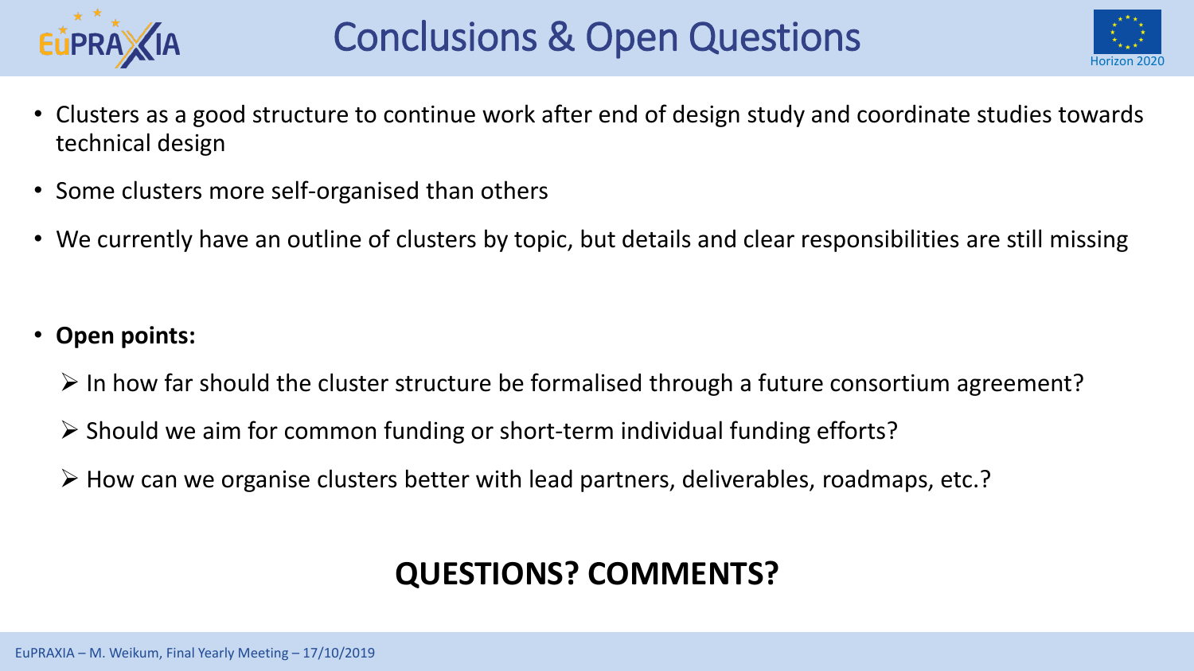# Conclusions & Open Questions

- Clusters as a good structure to continue work after end of design study and coordinate studies towards technical design
- Some clusters more self-organised than others
- We currently have an outline of clusters by topic, but details and clear responsibilities are still missing

- **Open points:**
  - In how far should the cluster structure be formalised through a future consortium agreement?
  - Should we aim for common funding or short-term individual funding efforts?
  - How can we organise clusters better with lead partners, deliverables, roadmaps, etc.?

**QUESTIONS? COMMENTS?**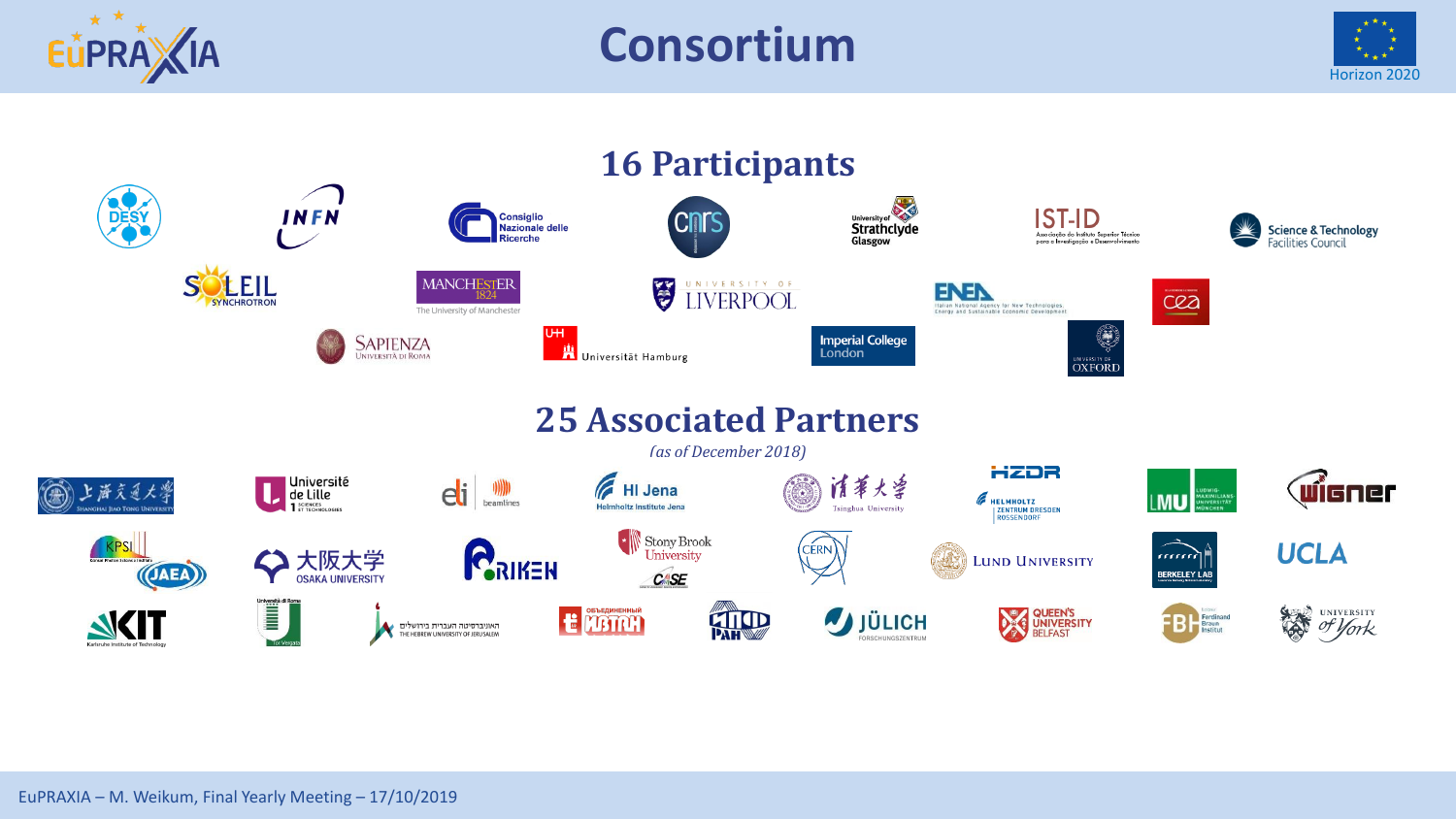# Consortium

## 16 Participants

## 25 Associated Partners

*(as of December 2018)*